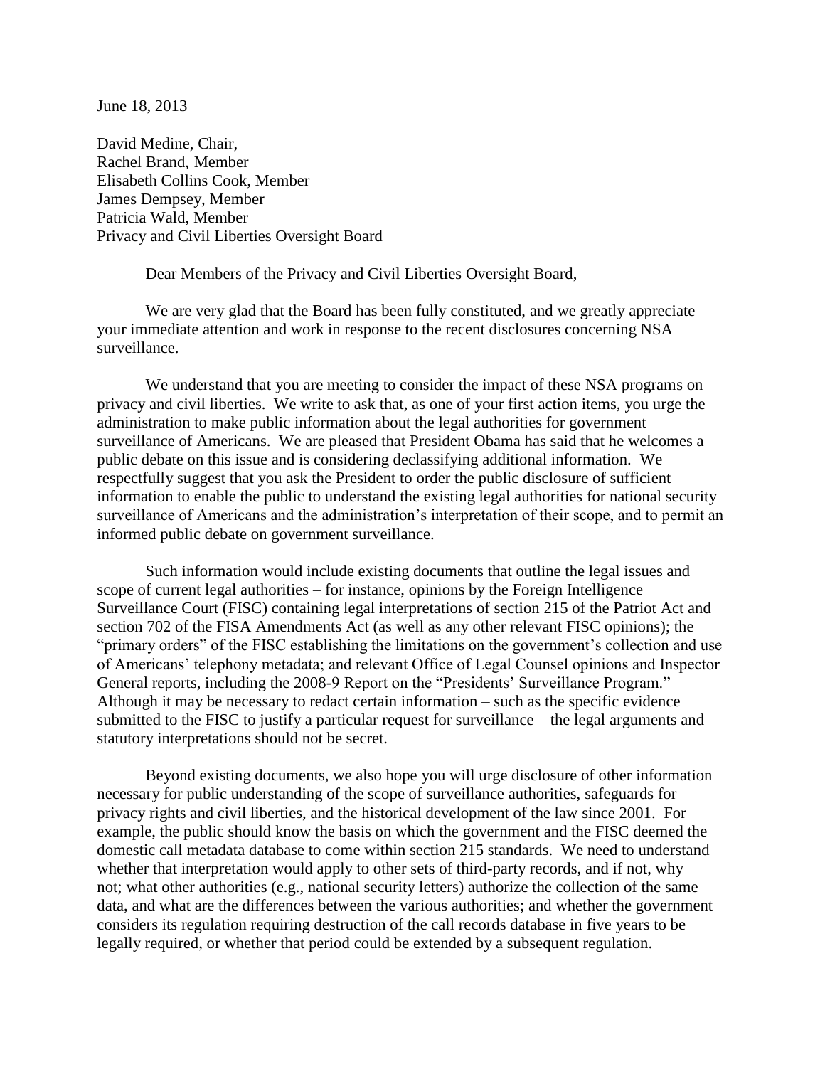June 18, 2013

David Medine, Chair,
Rachel Brand, Member
Elisabeth Collins Cook, Member
James Dempsey, Member
Patricia Wald, Member
Privacy and Civil Liberties Oversight Board

Dear Members of the Privacy and Civil Liberties Oversight Board,

We are very glad that the Board has been fully constituted, and we greatly appreciate your immediate attention and work in response to the recent disclosures concerning NSA surveillance.

We understand that you are meeting to consider the impact of these NSA programs on privacy and civil liberties. We write to ask that, as one of your first action items, you urge the administration to make public information about the legal authorities for government surveillance of Americans. We are pleased that President Obama has said that he welcomes a public debate on this issue and is considering declassifying additional information. We respectfully suggest that you ask the President to order the public disclosure of sufficient information to enable the public to understand the existing legal authorities for national security surveillance of Americans and the administration's interpretation of their scope, and to permit an informed public debate on government surveillance.

Such information would include existing documents that outline the legal issues and scope of current legal authorities – for instance, opinions by the Foreign Intelligence Surveillance Court (FISC) containing legal interpretations of section 215 of the Patriot Act and section 702 of the FISA Amendments Act (as well as any other relevant FISC opinions); the "primary orders" of the FISC establishing the limitations on the government's collection and use of Americans' telephony metadata; and relevant Office of Legal Counsel opinions and Inspector General reports, including the 2008-9 Report on the "Presidents' Surveillance Program." Although it may be necessary to redact certain information – such as the specific evidence submitted to the FISC to justify a particular request for surveillance – the legal arguments and statutory interpretations should not be secret.

Beyond existing documents, we also hope you will urge disclosure of other information necessary for public understanding of the scope of surveillance authorities, safeguards for privacy rights and civil liberties, and the historical development of the law since 2001. For example, the public should know the basis on which the government and the FISC deemed the domestic call metadata database to come within section 215 standards. We need to understand whether that interpretation would apply to other sets of third-party records, and if not, why not; what other authorities (e.g., national security letters) authorize the collection of the same data, and what are the differences between the various authorities; and whether the government considers its regulation requiring destruction of the call records database in five years to be legally required, or whether that period could be extended by a subsequent regulation.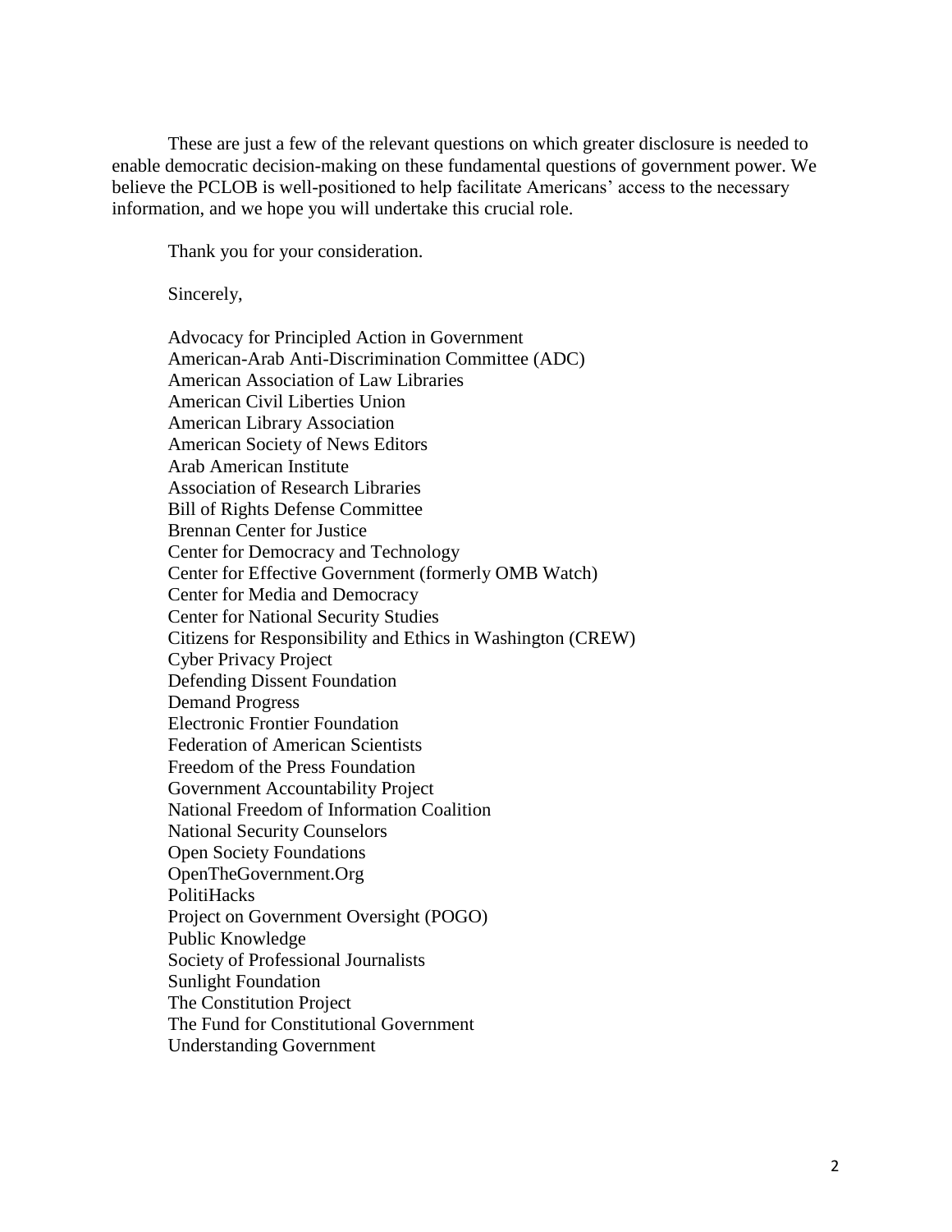These are just a few of the relevant questions on which greater disclosure is needed to enable democratic decision-making on these fundamental questions of government power. We believe the PCLOB is well-positioned to help facilitate Americans' access to the necessary information, and we hope you will undertake this crucial role.

Thank you for your consideration.

Sincerely,

Advocacy for Principled Action in Government
American-Arab Anti-Discrimination Committee (ADC)
American Association of Law Libraries
American Civil Liberties Union
American Library Association
American Society of News Editors
Arab American Institute
Association of Research Libraries
Bill of Rights Defense Committee
Brennan Center for Justice
Center for Democracy and Technology
Center for Effective Government (formerly OMB Watch)
Center for Media and Democracy
Center for National Security Studies
Citizens for Responsibility and Ethics in Washington (CREW)
Cyber Privacy Project
Defending Dissent Foundation
Demand Progress
Electronic Frontier Foundation
Federation of American Scientists
Freedom of the Press Foundation
Government Accountability Project
National Freedom of Information Coalition
National Security Counselors
Open Society Foundations
OpenTheGovernment.Org
PolitiHacks
Project on Government Oversight (POGO)
Public Knowledge
Society of Professional Journalists
Sunlight Foundation
The Constitution Project
The Fund for Constitutional Government
Understanding Government